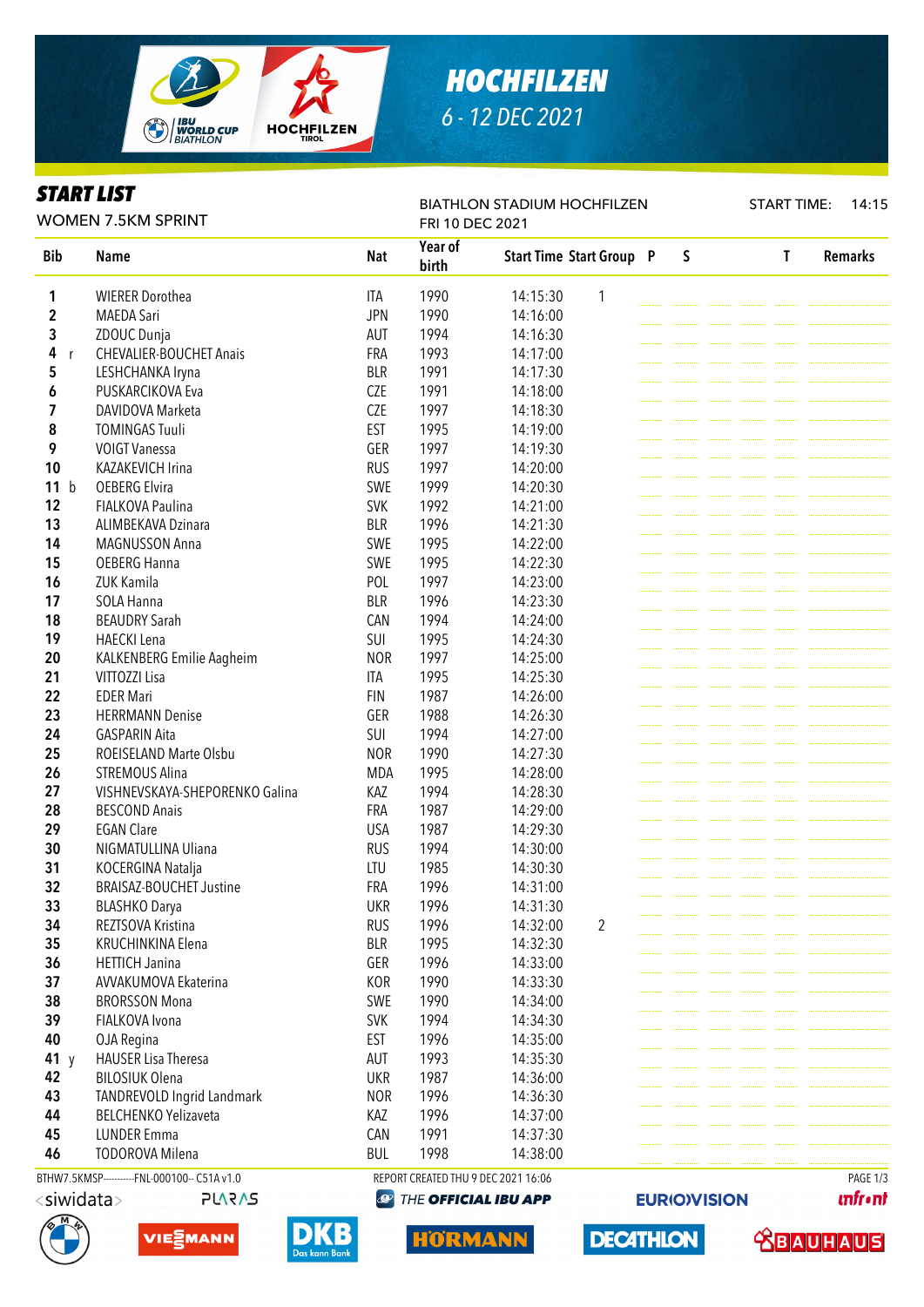# HOCHFILZEN

6 - 12 DEC 2021

## START LIST

WOMEN 7.5KM SPRINT

BIATHLON STADIUM HOCHFILZEN
FRI 10 DEC 2021

START TIME: 14:15

| Bib | Name | Nat | Year of birth | Start Time | Start Group | P | S | T | Remarks |
|---|---|---|---|---|---|---|---|---|---|
| 1 | WIERER Dorothea | ITA | 1990 | 14:15:30 | 1 | | | | |
| 2 | MAEDA Sari | JPN | 1990 | 14:16:00 | | | | | |
| 3 | ZDOUC Dunja | AUT | 1994 | 14:16:30 | | | | | |
| 4 r | CHEVALIER-BOUCHET Anais | FRA | 1993 | 14:17:00 | | | | | |
| 5 | LESHCHANKA Iryna | BLR | 1991 | 14:17:30 | | | | | |
| 6 | PUSKARCIKOVA Eva | CZE | 1991 | 14:18:00 | | | | | |
| 7 | DAVIDOVA Marketa | CZE | 1997 | 14:18:30 | | | | | |
| 8 | TOMINGAS Tuuli | EST | 1995 | 14:19:00 | | | | | |
| 9 | VOIGT Vanessa | GER | 1997 | 14:19:30 | | | | | |
| 10 | KAZAKEVICH Irina | RUS | 1997 | 14:20:00 | | | | | |
| 11 b | OEBERG Elvira | SWE | 1999 | 14:20:30 | | | | | |
| 12 | FIALKOVA Paulina | SVK | 1992 | 14:21:00 | | | | | |
| 13 | ALIMBEKAVA Dzinara | BLR | 1996 | 14:21:30 | | | | | |
| 14 | MAGNUSSON Anna | SWE | 1995 | 14:22:00 | | | | | |
| 15 | OEBERG Hanna | SWE | 1995 | 14:22:30 | | | | | |
| 16 | ZUK Kamila | POL | 1997 | 14:23:00 | | | | | |
| 17 | SOLA Hanna | BLR | 1996 | 14:23:30 | | | | | |
| 18 | BEAUDRY Sarah | CAN | 1994 | 14:24:00 | | | | | |
| 19 | HAECKI Lena | SUI | 1995 | 14:24:30 | | | | | |
| 20 | KALKENBERG Emilie Aagheim | NOR | 1997 | 14:25:00 | | | | | |
| 21 | VITTOZZI Lisa | ITA | 1995 | 14:25:30 | | | | | |
| 22 | EDER Mari | FIN | 1987 | 14:26:00 | | | | | |
| 23 | HERRMANN Denise | GER | 1988 | 14:26:30 | | | | | |
| 24 | GASPARIN Aita | SUI | 1994 | 14:27:00 | | | | | |
| 25 | ROEISELAND Marte Olsbu | NOR | 1990 | 14:27:30 | | | | | |
| 26 | STREMOUS Alina | MDA | 1995 | 14:28:00 | | | | | |
| 27 | VISHNEVSKAYA-SHEPORENKO Galina | KAZ | 1994 | 14:28:30 | | | | | |
| 28 | BESCOND Anais | FRA | 1987 | 14:29:00 | | | | | |
| 29 | EGAN Clare | USA | 1987 | 14:29:30 | | | | | |
| 30 | NIGMATULLINA Uliana | RUS | 1994 | 14:30:00 | | | | | |
| 31 | KOCERGINA Natalja | LTU | 1985 | 14:30:30 | | | | | |
| 32 | BRAISAZ-BOUCHET Justine | FRA | 1996 | 14:31:00 | | | | | |
| 33 | BLASHKO Darya | UKR | 1996 | 14:31:30 | | | | | |
| 34 | REZTSOVA Kristina | RUS | 1996 | 14:32:00 | 2 | | | | |
| 35 | KRUCHINKINA Elena | BLR | 1995 | 14:32:30 | | | | | |
| 36 | HETTICH Janina | GER | 1996 | 14:33:00 | | | | | |
| 37 | AVVAKUMOVA Ekaterina | KOR | 1990 | 14:33:30 | | | | | |
| 38 | BRORSSON Mona | SWE | 1990 | 14:34:00 | | | | | |
| 39 | FIALKOVA Ivona | SVK | 1994 | 14:34:30 | | | | | |
| 40 | OJA Regina | EST | 1996 | 14:35:00 | | | | | |
| 41 y | HAUSER Lisa Theresa | AUT | 1993 | 14:35:30 | | | | | |
| 42 | BILOSIUK Olena | UKR | 1987 | 14:36:00 | | | | | |
| 43 | TANDREVOLD Ingrid Landmark | NOR | 1996 | 14:36:30 | | | | | |
| 44 | BELCHENKO Yelizaveta | KAZ | 1996 | 14:37:00 | | | | | |
| 45 | LUNDER Emma | CAN | 1991 | 14:37:30 | | | | | |
| 46 | TODOROVA Milena | BUL | 1998 | 14:38:00 | | | | | |

BTHW7.5KMSP----------FNL-000100-- C51A v1.0 REPORT CREATED THU 9 DEC 2021 16:06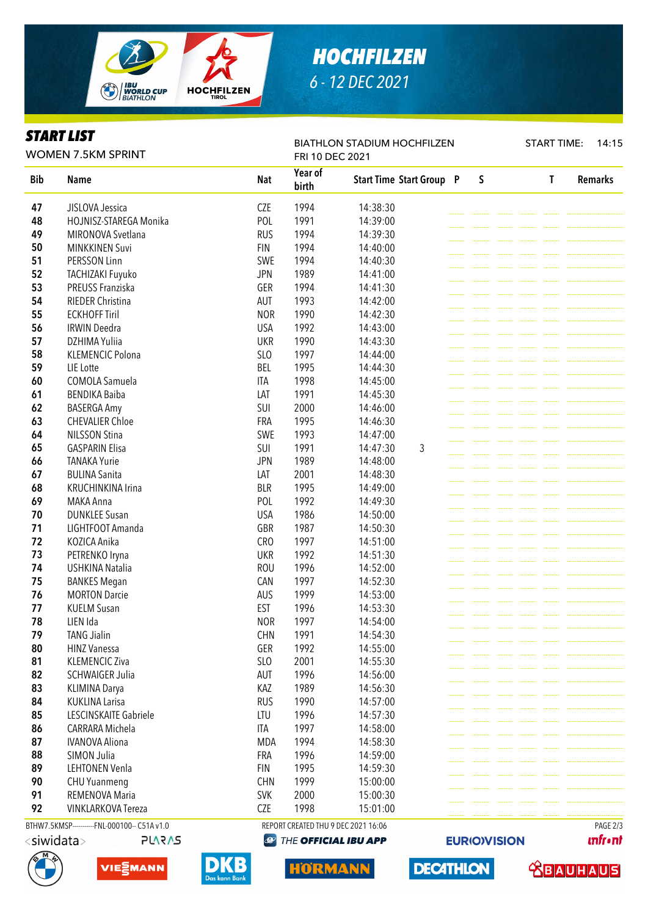# HOCHFILZEN

6 - 12 DEC 2021

## START LIST

WOMEN 7.5KM SPRINT

BIATHLON STADIUM HOCHFILZEN
FRI 10 DEC 2021

START TIME: 14:15

| Bib | Name | Nat | Year of birth | Start Time | Start Group | P | S | | | | T | Remarks |
|---|---|---|---|---|---|---|---|---|---|---|---|---|
| 47 | JISLOVA Jessica | CZE | 1994 | 14:38:30 | | | | | | | | |
| 48 | HOJNISZ-STAREGA Monika | POL | 1991 | 14:39:00 | | | | | | | | |
| 49 | MIRONOVA Svetlana | RUS | 1994 | 14:39:30 | | | | | | | | |
| 50 | MINKKINEN Suvi | FIN | 1994 | 14:40:00 | | | | | | | | |
| 51 | PERSSON Linn | SWE | 1994 | 14:40:30 | | | | | | | | |
| 52 | TACHIZAKI Fuyuko | JPN | 1989 | 14:41:00 | | | | | | | | |
| 53 | PREUSS Franziska | GER | 1994 | 14:41:30 | | | | | | | | |
| 54 | RIEDER Christina | AUT | 1993 | 14:42:00 | | | | | | | | |
| 55 | ECKHOFF Tiril | NOR | 1990 | 14:42:30 | | | | | | | | |
| 56 | IRWIN Deedra | USA | 1992 | 14:43:00 | | | | | | | | |
| 57 | DZHIMA Yuliia | UKR | 1990 | 14:43:30 | | | | | | | | |
| 58 | KLEMENCIC Polona | SLO | 1997 | 14:44:00 | | | | | | | | |
| 59 | LIE Lotte | BEL | 1995 | 14:44:30 | | | | | | | | |
| 60 | COMOLA Samuela | ITA | 1998 | 14:45:00 | | | | | | | | |
| 61 | BENDIKA Baiba | LAT | 1991 | 14:45:30 | | | | | | | | |
| 62 | BASERGA Amy | SUI | 2000 | 14:46:00 | | | | | | | | |
| 63 | CHEVALIER Chloe | FRA | 1995 | 14:46:30 | | | | | | | | |
| 64 | NILSSON Stina | SWE | 1993 | 14:47:00 | | | | | | | | |
| 65 | GASPARIN Elisa | SUI | 1991 | 14:47:30 | 3 | | | | | | | |
| 66 | TANAKA Yurie | JPN | 1989 | 14:48:00 | | | | | | | | |
| 67 | BULINA Sanita | LAT | 2001 | 14:48:30 | | | | | | | | |
| 68 | KRUCHINKINA Irina | BLR | 1995 | 14:49:00 | | | | | | | | |
| 69 | MAKA Anna | POL | 1992 | 14:49:30 | | | | | | | | |
| 70 | DUNKLEE Susan | USA | 1986 | 14:50:00 | | | | | | | | |
| 71 | LIGHTFOOT Amanda | GBR | 1987 | 14:50:30 | | | | | | | | |
| 72 | KOZICA Anika | CRO | 1997 | 14:51:00 | | | | | | | | |
| 73 | PETRENKO Iryna | UKR | 1992 | 14:51:30 | | | | | | | | |
| 74 | USHKINA Natalia | ROU | 1996 | 14:52:00 | | | | | | | | |
| 75 | BANKES Megan | CAN | 1997 | 14:52:30 | | | | | | | | |
| 76 | MORTON Darcie | AUS | 1999 | 14:53:00 | | | | | | | | |
| 77 | KUELM Susan | EST | 1996 | 14:53:30 | | | | | | | | |
| 78 | LIEN Ida | NOR | 1997 | 14:54:00 | | | | | | | | |
| 79 | TANG Jialin | CHN | 1991 | 14:54:30 | | | | | | | | |
| 80 | HINZ Vanessa | GER | 1992 | 14:55:00 | | | | | | | | |
| 81 | KLEMENCIC Ziva | SLO | 2001 | 14:55:30 | | | | | | | | |
| 82 | SCHWAIGER Julia | AUT | 1996 | 14:56:00 | | | | | | | | |
| 83 | KLIMINA Darya | KAZ | 1989 | 14:56:30 | | | | | | | | |
| 84 | KUKLINA Larisa | RUS | 1990 | 14:57:00 | | | | | | | | |
| 85 | LESCINSKAITE Gabriele | LTU | 1996 | 14:57:30 | | | | | | | | |
| 86 | CARRARA Michela | ITA | 1997 | 14:58:00 | | | | | | | | |
| 87 | IVANOVA Aliona | MDA | 1994 | 14:58:30 | | | | | | | | |
| 88 | SIMON Julia | FRA | 1996 | 14:59:00 | | | | | | | | |
| 89 | LEHTONEN Venla | FIN | 1995 | 14:59:30 | | | | | | | | |
| 90 | CHU Yuanmeng | CHN | 1999 | 15:00:00 | | | | | | | | |
| 91 | REMENOVA Maria | SVK | 2000 | 15:00:30 | | | | | | | | |
| 92 | VINKLARKOVA Tereza | CZE | 1998 | 15:01:00 | | | | | | | | |

BTHW7.5KMSP----------FNL-000100-- C51A v1.0 REPORT CREATED THU 9 DEC 2021 16:06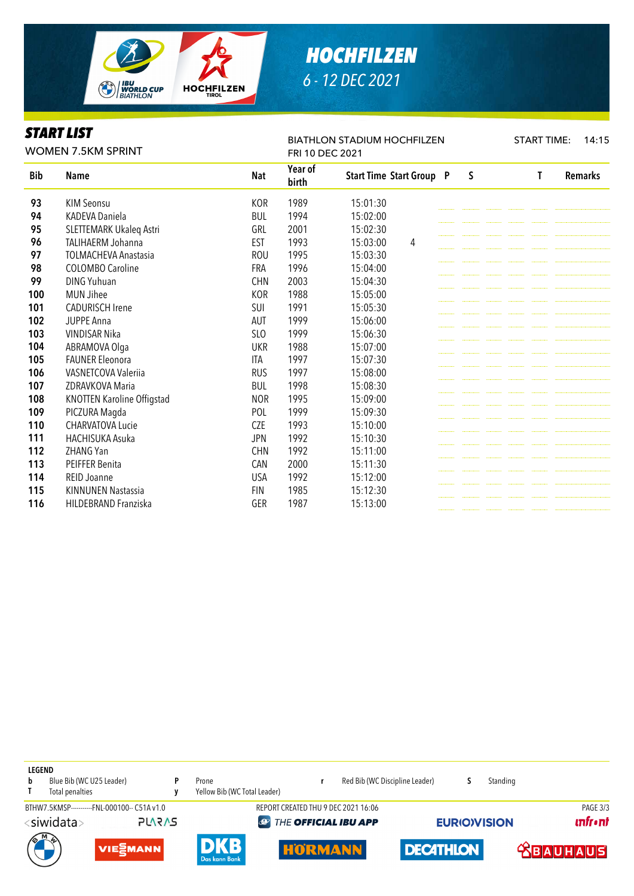# HOCHFILZEN

6 - 12 DEC 2021

## START LIST

WOMEN 7.5KM SPRINT

BIATHLON STADIUM HOCHFILZEN
FRI 10 DEC 2021

START TIME: 14:15

| Bib | Name | Nat | Year of birth | Start Time | Start Group | P | S | T | Remarks |
|---|---|---|---|---|---|---|---|---|---|
| 93 | KIM Seonsu | KOR | 1989 | 15:01:30 | | | | | |
| 94 | KADEVA Daniela | BUL | 1994 | 15:02:00 | | | | | |
| 95 | SLETTEMARK Ukaleq Astri | GRL | 2001 | 15:02:30 | | | | | |
| 96 | TALIHAERM Johanna | EST | 1993 | 15:03:00 | 4 | | | | |
| 97 | TOLMACHEVA Anastasia | ROU | 1995 | 15:03:30 | | | | | |
| 98 | COLOMBO Caroline | FRA | 1996 | 15:04:00 | | | | | |
| 99 | DING Yuhuan | CHN | 2003 | 15:04:30 | | | | | |
| 100 | MUN Jihee | KOR | 1988 | 15:05:00 | | | | | |
| 101 | CADURISCH Irene | SUI | 1991 | 15:05:30 | | | | | |
| 102 | JUPPE Anna | AUT | 1999 | 15:06:00 | | | | | |
| 103 | VINDISAR Nika | SLO | 1999 | 15:06:30 | | | | | |
| 104 | ABRAMOVA Olga | UKR | 1988 | 15:07:00 | | | | | |
| 105 | FAUNER Eleonora | ITA | 1997 | 15:07:30 | | | | | |
| 106 | VASNETCOVA Valeriia | RUS | 1997 | 15:08:00 | | | | | |
| 107 | ZDRAVKOVA Maria | BUL | 1998 | 15:08:30 | | | | | |
| 108 | KNOTTEN Karoline Offigstad | NOR | 1995 | 15:09:00 | | | | | |
| 109 | PICZURA Magda | POL | 1999 | 15:09:30 | | | | | |
| 110 | CHARVATOVA Lucie | CZE | 1993 | 15:10:00 | | | | | |
| 111 | HACHISUKA Asuka | JPN | 1992 | 15:10:30 | | | | | |
| 112 | ZHANG Yan | CHN | 1992 | 15:11:00 | | | | | |
| 113 | PEIFFER Benita | CAN | 2000 | 15:11:30 | | | | | |
| 114 | REID Joanne | USA | 1992 | 15:12:00 | | | | | |
| 115 | KINNUNEN Nastassia | FIN | 1985 | 15:12:30 | | | | | |
| 116 | HILDEBRAND Franziska | GER | 1987 | 15:13:00 | | | | | |

**LEGEND**

| | | | | | | | |
|---|---|---|---|---|---|---|---|
| b | Blue Bib (WC U25 Leader) | P | Prone | r | Red Bib (WC Discipline Leader) | S | Standing |
| T | Total penalties | y | Yellow Bib (WC Total Leader) | | | | |

BTHW7.5KMSP----------FNL-000100-- C51A v1.0 REPORT CREATED THU 9 DEC 2021 16:06